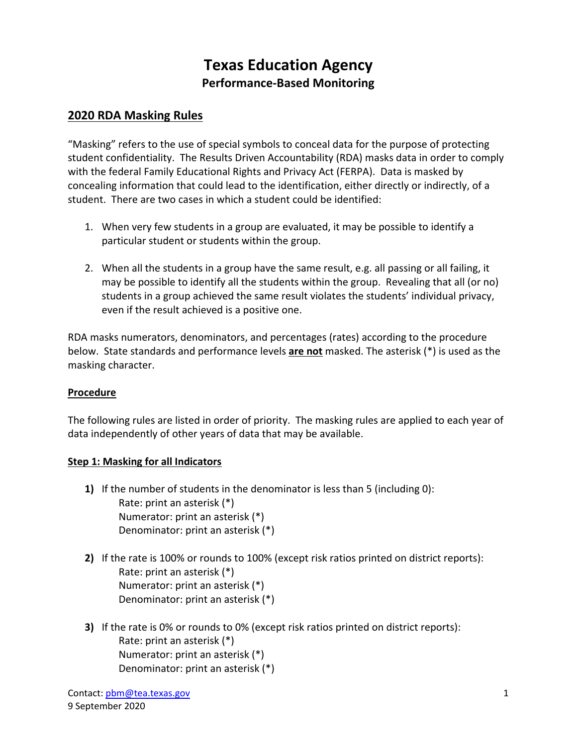# Texas Education Agency

## Performance-Based Monitoring

## 2020 RDA Masking Rules

"Masking" refers to the use of special symbols to conceal data for the purpose of protecting student confidentiality. The Results Driven Accountability (RDA) masks data in order to comply with the federal Family Educational Rights and Privacy Act (FERPA). Data is masked by concealing information that could lead to the identification, either directly or indirectly, of a student. There are two cases in which a student could be identified:

1. When very few students in a group are evaluated, it may be possible to identify a particular student or students within the group.

2. When all the students in a group have the same result, e.g. all passing or all failing, it may be possible to identify all the students within the group. Revealing that all (or no) students in a group achieved the same result violates the students' individual privacy, even if the result achieved is a positive one.

RDA masks numerators, denominators, and percentages (rates) according to the procedure below. State standards and performance levels **are not** masked. The asterisk (*) is used as the masking character.

### Procedure

The following rules are listed in order of priority. The masking rules are applied to each year of data independently of other years of data that may be available.

### Step 1: Masking for all Indicators

**1)** If the number of students in the denominator is less than 5 (including 0):
  Rate: print an asterisk (*)
  Numerator: print an asterisk (*)
  Denominator: print an asterisk (*)

**2)** If the rate is 100% or rounds to 100% (except risk ratios printed on district reports):
  Rate: print an asterisk (*)
  Numerator: print an asterisk (*)
  Denominator: print an asterisk (*)

**3)** If the rate is 0% or rounds to 0% (except risk ratios printed on district reports):
  Rate: print an asterisk (*)
  Numerator: print an asterisk (*)
  Denominator: print an asterisk (*)

Contact: pbm@tea.texas.gov
9 September 2020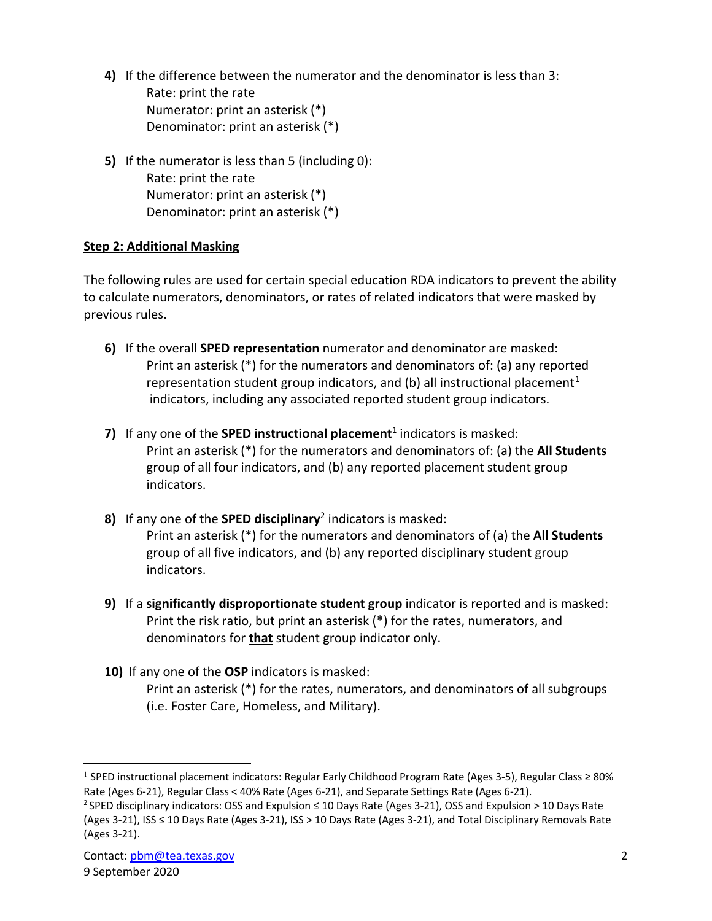4) If the difference between the numerator and the denominator is less than 3:
   Rate: print the rate
   Numerator: print an asterisk (*)
   Denominator: print an asterisk (*)

5) If the numerator is less than 5 (including 0):
   Rate: print the rate
   Numerator: print an asterisk (*)
   Denominator: print an asterisk (*)

## Step 2: Additional Masking

The following rules are used for certain special education RDA indicators to prevent the ability to calculate numerators, denominators, or rates of related indicators that were masked by previous rules.

6) If the overall **SPED representation** numerator and denominator are masked:
   Print an asterisk (*) for the numerators and denominators of: (a) any reported representation student group indicators, and (b) all instructional placement[1] indicators, including any associated reported student group indicators.

7) If any one of the **SPED instructional placement**[1] indicators is masked:
   Print an asterisk (*) for the numerators and denominators of: (a) the **All Students** group of all four indicators, and (b) any reported placement student group indicators.

8) If any one of the **SPED disciplinary**[2] indicators is masked:
   Print an asterisk (*) for the numerators and denominators of (a) the **All Students** group of all five indicators, and (b) any reported disciplinary student group indicators.

9) If a **significantly disproportionate student group** indicator is reported and is masked:
   Print the risk ratio, but print an asterisk (*) for the rates, numerators, and denominators for **that** student group indicator only.

10) If any one of the **OSP** indicators is masked:
    Print an asterisk (*) for the rates, numerators, and denominators of all subgroups (i.e. Foster Care, Homeless, and Military).

---

[1] SPED instructional placement indicators: Regular Early Childhood Program Rate (Ages 3-5), Regular Class ≥ 80% Rate (Ages 6-21), Regular Class < 40% Rate (Ages 6-21), and Separate Settings Rate (Ages 6-21).

[2] SPED disciplinary indicators: OSS and Expulsion ≤ 10 Days Rate (Ages 3-21), OSS and Expulsion > 10 Days Rate (Ages 3-21), ISS ≤ 10 Days Rate (Ages 3-21), ISS > 10 Days Rate (Ages 3-21), and Total Disciplinary Removals Rate (Ages 3-21).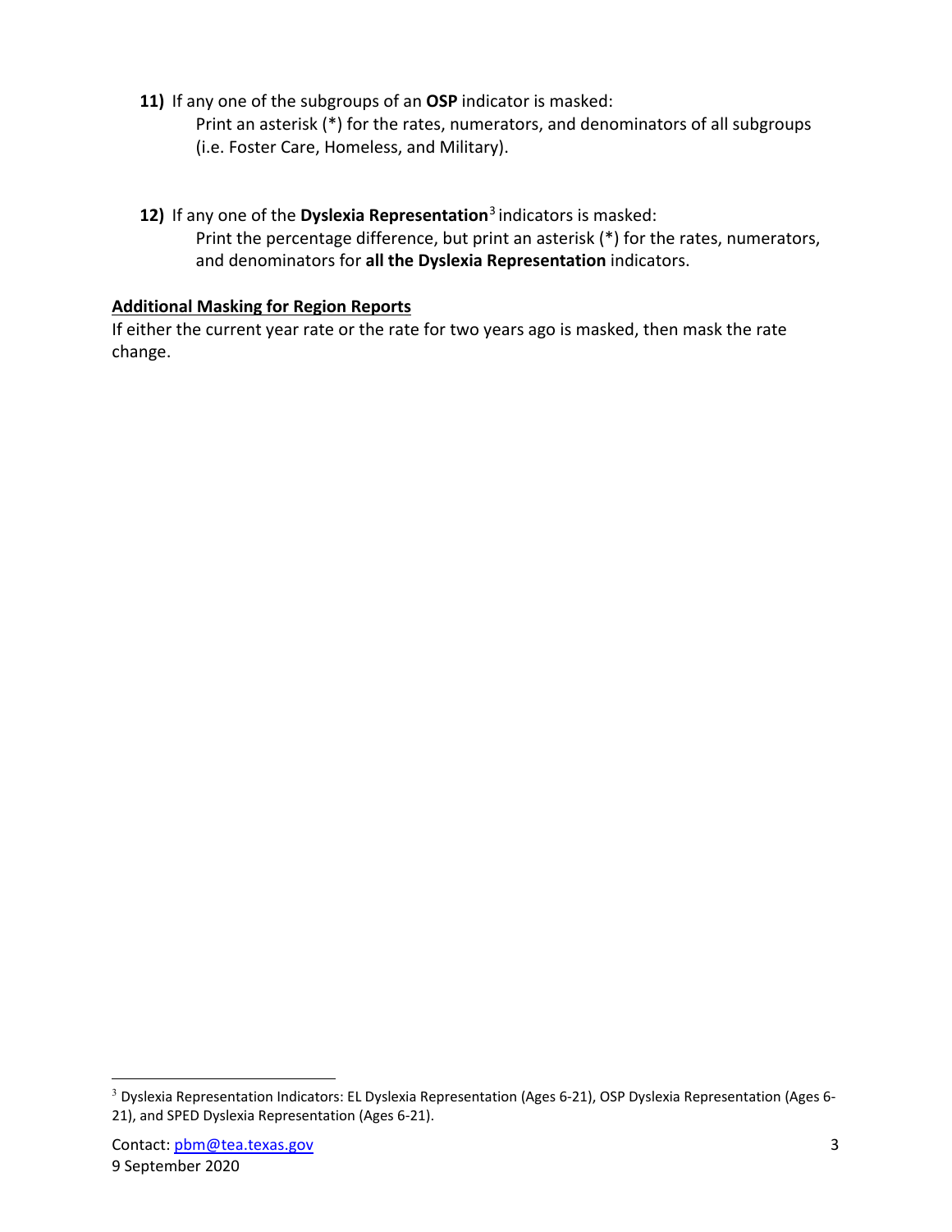11) If any one of the subgroups of an **OSP** indicator is masked:

    Print an asterisk (*) for the rates, numerators, and denominators of all subgroups (i.e. Foster Care, Homeless, and Military).

12) If any one of the **Dyslexia Representation**[3] indicators is masked:

    Print the percentage difference, but print an asterisk (*) for the rates, numerators, and denominators for **all the Dyslexia Representation** indicators.

**Additional Masking for Region Reports**

If either the current year rate or the rate for two years ago is masked, then mask the rate change.

[3] Dyslexia Representation Indicators: EL Dyslexia Representation (Ages 6-21), OSP Dyslexia Representation (Ages 6-21), and SPED Dyslexia Representation (Ages 6-21).

Contact: pbm@tea.texas.gov
9 September 2020